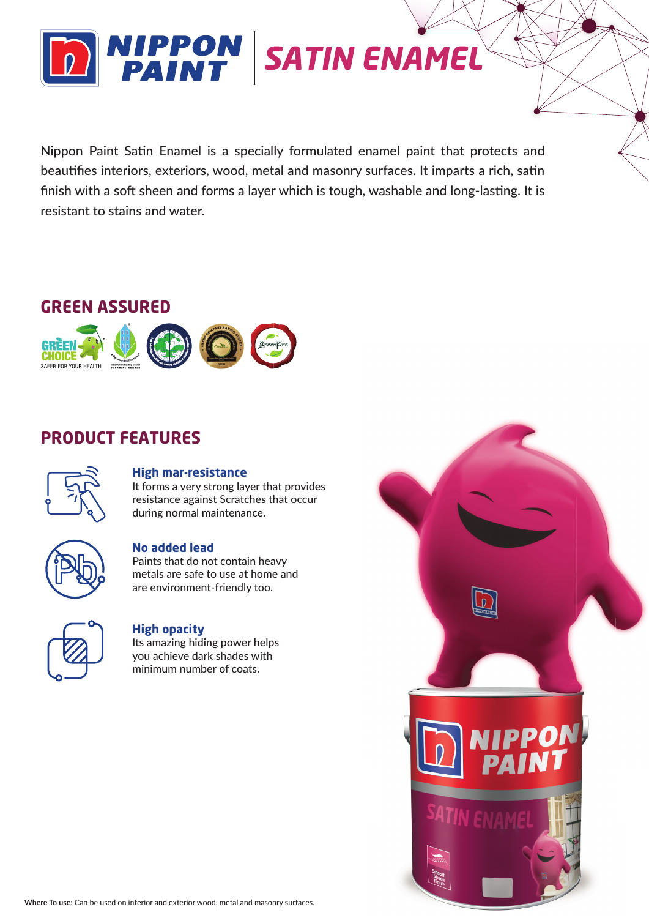# NIPPON PAINT | SATIN ENAMEL

Nippon Paint Satin Enamel is a specially formulated enamel paint that protects and beautifies interiors, exteriors, wood, metal and masonry surfaces. It imparts a rich, satin finish with a soft sheen and forms a layer which is tough, washable and long-lasting. It is resistant to stains and water.

## GREEN ASSURED

## PRODUCT FEATURES

### High mar-resistance

It forms a very strong layer that provides resistance against Scratches that occur during normal maintenance.

### No added lead

Paints that do not contain heavy metals are safe to use at home and are environment-friendly too.

### High opacity

Its amazing hiding power helps you achieve dark shades with minimum number of coats.

**Where To use:** Can be used on interior and exterior wood, metal and masonry surfaces.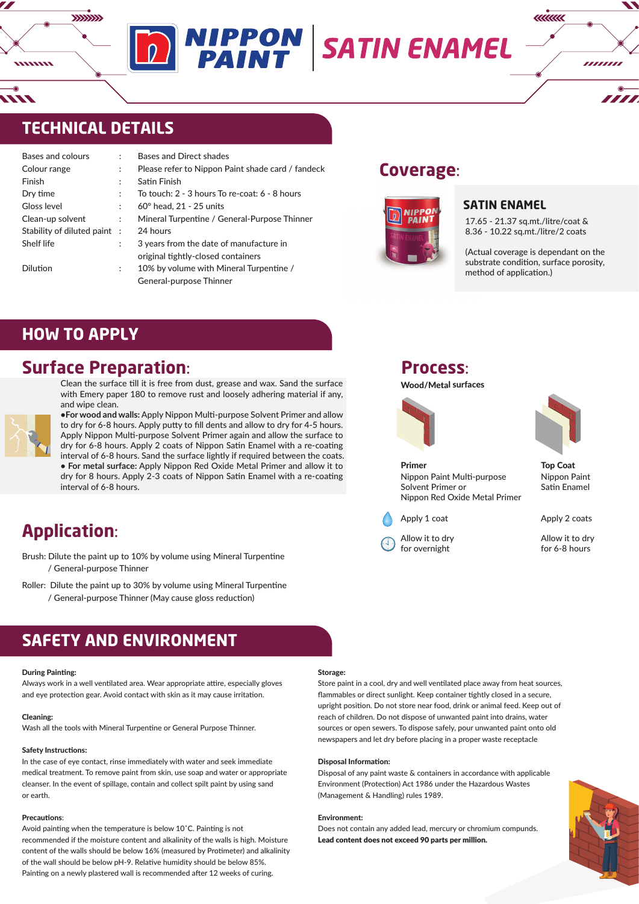# NIPPON PAINT SATIN ENAMEL

## TECHNICAL DETAILS

| | | |
|---|---|---|
| Bases and colours | : | Bases and Direct shades |
| Colour range | : | Please refer to Nippon Paint shade card / fandeck |
| Finish | : | Satin Finish |
| Dry time | : | To touch: 2 - 3 hours To re-coat: 6 - 8 hours |
| Gloss level | : | 60° head, 21 - 25 units |
| Clean-up solvent | : | Mineral Turpentine / General-Purpose Thinner |
| Stability of diluted paint | : | 24 hours |
| Shelf life | : | 3 years from the date of manufacture in original tightly-closed containers |
| Dilution | : | 10% by volume with Mineral Turpentine / General-purpose Thinner |

## Coverage:

### SATIN ENAMEL

17.65 - 21.37 sq.mt./litre/coat &
8.36 - 10.22 sq.mt./litre/2 coats

(Actual coverage is dependant on the substrate condition, surface porosity, method of application.)

## HOW TO APPLY

### Surface Preparation:

Clean the surface till it is free from dust, grease and wax. Sand the surface with Emery paper 180 to remove rust and loosely adhering material if any, and wipe clean.

- **For wood and walls:** Apply Nippon Multi-purpose Solvent Primer and allow to dry for 6-8 hours. Apply putty to fill dents and allow to dry for 4-5 hours. Apply Nippon Multi-purpose Solvent Primer again and allow the surface to dry for 6-8 hours. Apply 2 coats of Nippon Satin Enamel with a re-coating interval of 6-8 hours. Sand the surface lightly if required between the coats.
- **For metal surface:** Apply Nippon Red Oxide Metal Primer and allow it to dry for 8 hours. Apply 2-3 coats of Nippon Satin Enamel with a re-coating interval of 6-8 hours.

### Process:

**Wood/Metal surfaces**

| | Primer | Top Coat |
|---|---|---|
| | Nippon Paint Multi-purpose Solvent Primer or Nippon Red Oxide Metal Primer | Nippon Paint Satin Enamel |
| | Apply 1 coat | Apply 2 coats |
| | Allow it to dry for overnight | Allow it to dry for 6-8 hours |

### Application:

Brush: Dilute the paint up to 10% by volume using Mineral Turpentine / General-purpose Thinner

Roller: Dilute the paint up to 30% by volume using Mineral Turpentine / General-purpose Thinner (May cause gloss reduction)

## SAFETY AND ENVIRONMENT

**During Painting:**
Always work in a well ventilated area. Wear appropriate attire, especially gloves and eye protection gear. Avoid contact with skin as it may cause irritation.

**Cleaning:**
Wash all the tools with Mineral Turpentine or General Purpose Thinner.

**Safety Instructions:**
In the case of eye contact, rinse immediately with water and seek immediate medical treatment. To remove paint from skin, use soap and water or appropriate cleanser. In the event of spillage, contain and collect spilt paint by using sand or earth.

**Precautions:**
Avoid painting when the temperature is below 10˚C. Painting is not recommended if the moisture content and alkalinity of the walls is high. Moisture content of the walls should be below 16% (measured by Protimeter) and alkalinity of the wall should be below pH-9. Relative humidity should be below 85%. Painting on a newly plastered wall is recommended after 12 weeks of curing.

**Storage:**
Store paint in a cool, dry and well ventilated place away from heat sources, flammables or direct sunlight. Keep container tightly closed in a secure, upright position. Do not store near food, drink or animal feed. Keep out of reach of children. Do not dispose of unwanted paint into drains, water sources or open sewers. To dispose safely, pour unwanted paint onto old newspapers and let dry before placing in a proper waste receptacle

**Disposal Information:**
Disposal of any paint waste & containers in accordance with applicable Environment (Protection) Act 1986 under the Hazardous Wastes (Management & Handling) rules 1989.

**Environment:**
Does not contain any added lead, mercury or chromium compunds.
**Lead content does not exceed 90 parts per million.**